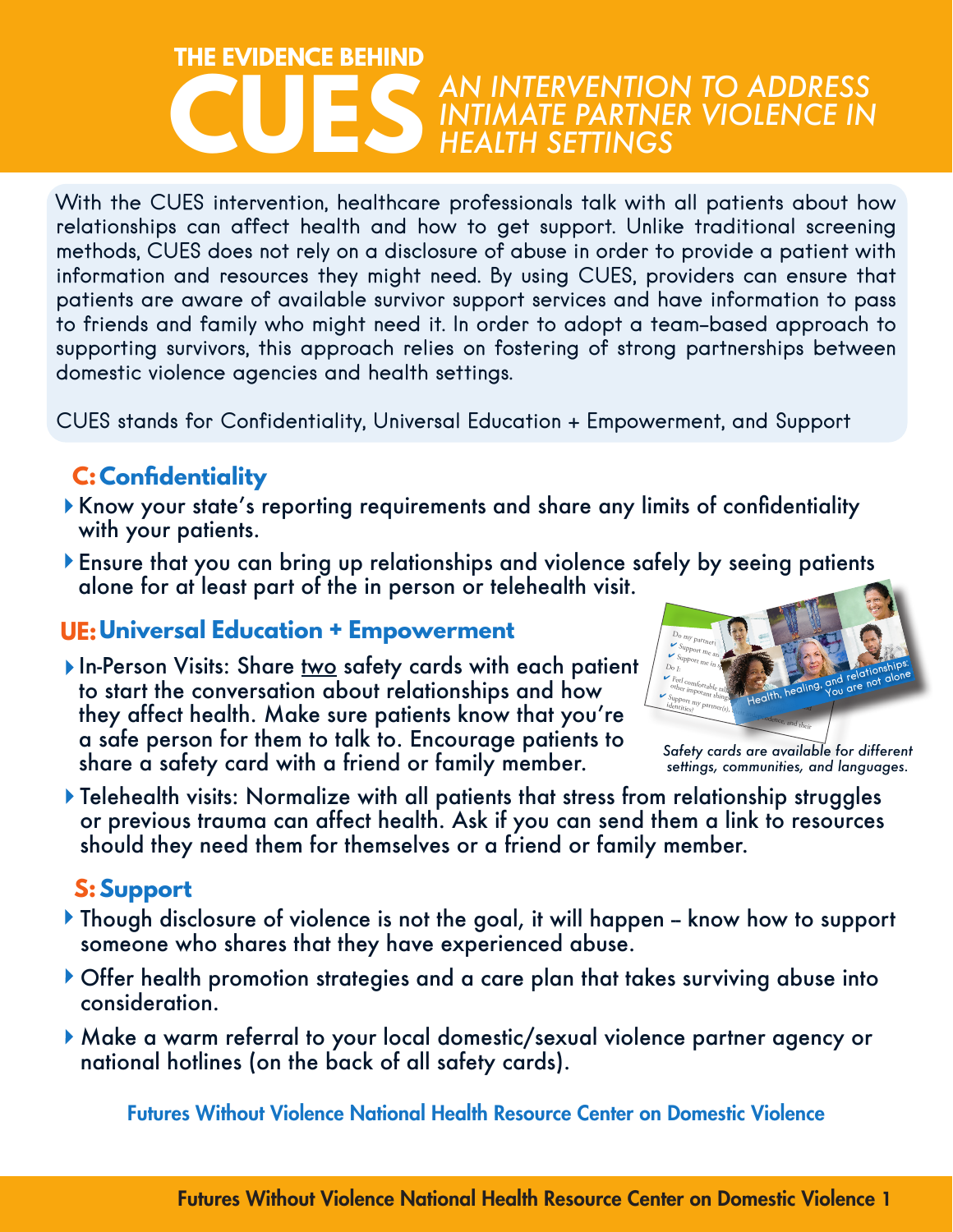# THE EVIDENCE BEHIND CUES

## *AN INTERVENTION TO ADDRESS INTIMATE PARTNER VIOLENCE IN HEALTH SETTINGS*

With the CUES intervention, healthcare professionals talk with all patients about how relationships can affect health and how to get support. Unlike traditional screening methods, CUES does not rely on a disclosure of abuse in order to provide a patient with information and resources they might need. By using CUES, providers can ensure that patients are aware of available survivor support services and have information to pass to friends and family who might need it. In order to adopt a team-based approach to supporting survivors, this approach relies on fostering of strong partnerships between domestic violence agencies and health settings.

CUES stands for Confidentiality, Universal Education + Empowerment, and Support

### C: Confidentiality

- Know your state's reporting requirements and share any limits of confidentiality with your patients.
- Ensure that you can bring up relationships and violence safely by seeing patients alone for at least part of the in person or telehealth visit.

### UE: Universal Education + Empowerment

- In-Person Visits: Share two safety cards with each patient to start the conversation about relationships and how they affect health. Make sure patients know that you're a safe person for them to talk to. Encourage patients to share a safety card with a friend or family member.

*Safety cards are available for different settings, communities, and languages.*

- Telehealth visits: Normalize with all patients that stress from relationship struggles or previous trauma can affect health. Ask if you can send them a link to resources should they need them for themselves or a friend or family member.

### S: Support

- Though disclosure of violence is not the goal, it will happen – know how to support someone who shares that they have experienced abuse.
- Offer health promotion strategies and a care plan that takes surviving abuse into consideration.
- Make a warm referral to your local domestic/sexual violence partner agency or national hotlines (on the back of all safety cards).

**Futures Without Violence National Health Resource Center on Domestic Violence**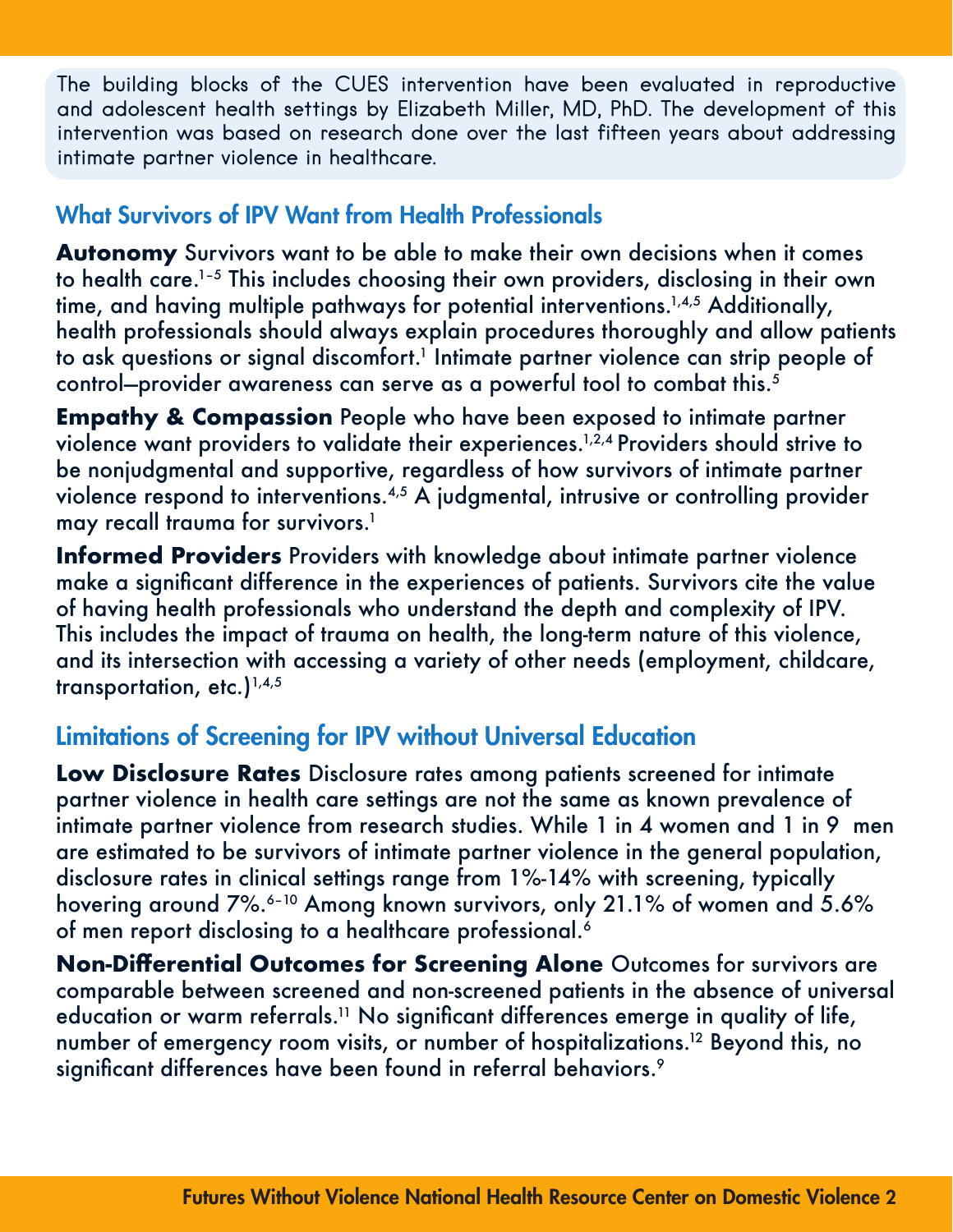The building blocks of the CUES intervention have been evaluated in reproductive and adolescent health settings by Elizabeth Miller, MD, PhD. The development of this intervention was based on research done over the last fifteen years about addressing intimate partner violence in healthcare.

## What Survivors of IPV Want from Health Professionals

**Autonomy** Survivors want to be able to make their own decisions when it comes to health care.[1-5] This includes choosing their own providers, disclosing in their own time, and having multiple pathways for potential interventions.[1,4,5] Additionally, health professionals should always explain procedures thoroughly and allow patients to ask questions or signal discomfort.[1] Intimate partner violence can strip people of control—provider awareness can serve as a powerful tool to combat this.[5]

**Empathy & Compassion** People who have been exposed to intimate partner violence want providers to validate their experiences.[1,2,4] Providers should strive to be nonjudgmental and supportive, regardless of how survivors of intimate partner violence respond to interventions.[4,5] A judgmental, intrusive or controlling provider may recall trauma for survivors.[1]

**Informed Providers** Providers with knowledge about intimate partner violence make a significant difference in the experiences of patients. Survivors cite the value of having health professionals who understand the depth and complexity of IPV. This includes the impact of trauma on health, the long-term nature of this violence, and its intersection with accessing a variety of other needs (employment, childcare, transportation, etc.)[1,4,5]

## Limitations of Screening for IPV without Universal Education

**Low Disclosure Rates** Disclosure rates among patients screened for intimate partner violence in health care settings are not the same as known prevalence of intimate partner violence from research studies. While 1 in 4 women and 1 in 9 men are estimated to be survivors of intimate partner violence in the general population, disclosure rates in clinical settings range from 1%-14% with screening, typically hovering around 7%.[6-10] Among known survivors, only 21.1% of women and 5.6% of men report disclosing to a healthcare professional.[6]

**Non-Differential Outcomes for Screening Alone** Outcomes for survivors are comparable between screened and non-screened patients in the absence of universal education or warm referrals.[11] No significant differences emerge in quality of life, number of emergency room visits, or number of hospitalizations.[12] Beyond this, no significant differences have been found in referral behaviors.[9]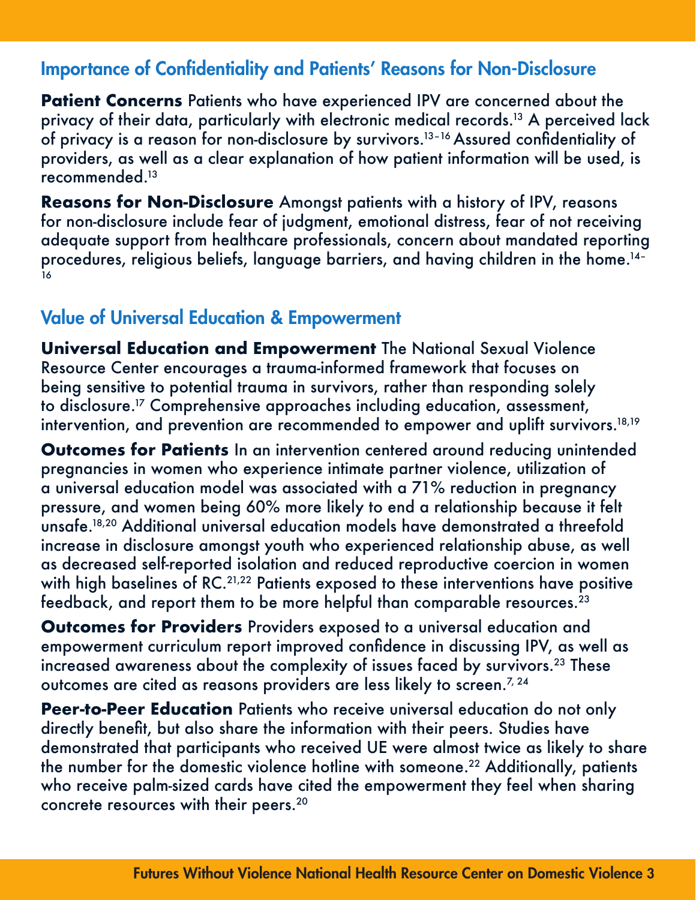## Importance of Confidentiality and Patients' Reasons for Non-Disclosure

**Patient Concerns** Patients who have experienced IPV are concerned about the privacy of their data, particularly with electronic medical records.[13] A perceived lack of privacy is a reason for non-disclosure by survivors.[13–16] Assured confidentiality of providers, as well as a clear explanation of how patient information will be used, is recommended.[13]

**Reasons for Non-Disclosure** Amongst patients with a history of IPV, reasons for non-disclosure include fear of judgment, emotional distress, fear of not receiving adequate support from healthcare professionals, concern about mandated reporting procedures, religious beliefs, language barriers, and having children in the home.[14-16]

## Value of Universal Education & Empowerment

**Universal Education and Empowerment** The National Sexual Violence Resource Center encourages a trauma-informed framework that focuses on being sensitive to potential trauma in survivors, rather than responding solely to disclosure.[17] Comprehensive approaches including education, assessment, intervention, and prevention are recommended to empower and uplift survivors.[18,19]

**Outcomes for Patients** In an intervention centered around reducing unintended pregnancies in women who experience intimate partner violence, utilization of a universal education model was associated with a 71% reduction in pregnancy pressure, and women being 60% more likely to end a relationship because it felt unsafe.[18,20] Additional universal education models have demonstrated a threefold increase in disclosure amongst youth who experienced relationship abuse, as well as decreased self-reported isolation and reduced reproductive coercion in women with high baselines of RC.[21,22] Patients exposed to these interventions have positive feedback, and report them to be more helpful than comparable resources.[23]

**Outcomes for Providers** Providers exposed to a universal education and empowerment curriculum report improved confidence in discussing IPV, as well as increased awareness about the complexity of issues faced by survivors.[23] These outcomes are cited as reasons providers are less likely to screen.[7, 24]

**Peer-to-Peer Education** Patients who receive universal education do not only directly benefit, but also share the information with their peers. Studies have demonstrated that participants who received UE were almost twice as likely to share the number for the domestic violence hotline with someone.[22] Additionally, patients who receive palm-sized cards have cited the empowerment they feel when sharing concrete resources with their peers.[20]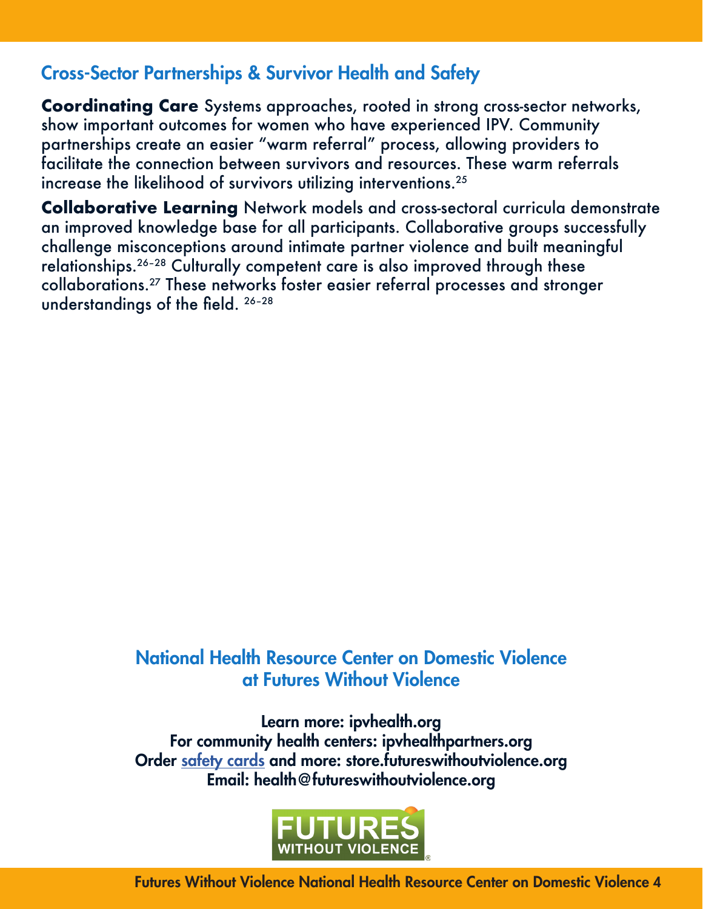## Cross-Sector Partnerships & Survivor Health and Safety

**Coordinating Care** Systems approaches, rooted in strong cross-sector networks, show important outcomes for women who have experienced IPV. Community partnerships create an easier "warm referral" process, allowing providers to facilitate the connection between survivors and resources. These warm referrals increase the likelihood of survivors utilizing interventions.[25]

**Collaborative Learning** Network models and cross-sectoral curricula demonstrate an improved knowledge base for all participants. Collaborative groups successfully challenge misconceptions around intimate partner violence and built meaningful relationships.[26-28] Culturally competent care is also improved through these collaborations.[27] These networks foster easier referral processes and stronger understandings of the field.[26-28]

### National Health Resource Center on Domestic Violence at Futures Without Violence

**Learn more: ipvhealth.org**
**For community health centers: ipvhealthpartners.org**
**Order safety cards and more: store.futureswithoutviolence.org**
**Email: health@futureswithoutviolence.org**

FUTURES WITHOUT VIOLENCE®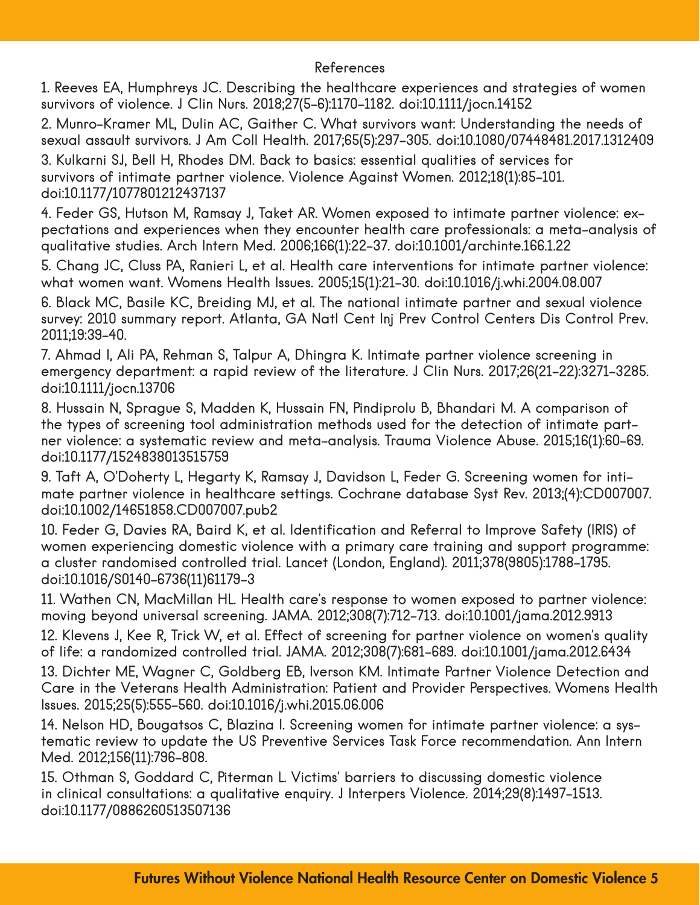## References

1. Reeves EA, Humphreys JC. Describing the healthcare experiences and strategies of women survivors of violence. J Clin Nurs. 2018;27(5-6):1170-1182. doi:10.1111/jocn.14152

2. Munro-Kramer ML, Dulin AC, Gaither C. What survivors want: Understanding the needs of sexual assault survivors. J Am Coll Health. 2017;65(5):297-305. doi:10.1080/07448481.2017.1312409

3. Kulkarni SJ, Bell H, Rhodes DM. Back to basics: essential qualities of services for survivors of intimate partner violence. Violence Against Women. 2012;18(1):85-101. doi:10.1177/1077801212437137

4. Feder GS, Hutson M, Ramsay J, Taket AR. Women exposed to intimate partner violence: expectations and experiences when they encounter health care professionals: a meta-analysis of qualitative studies. Arch Intern Med. 2006;166(1):22-37. doi:10.1001/archinte.166.1.22

5. Chang JC, Cluss PA, Ranieri L, et al. Health care interventions for intimate partner violence: what women want. Womens Health Issues. 2005;15(1):21-30. doi:10.1016/j.whi.2004.08.007

6. Black MC, Basile KC, Breiding MJ, et al. The national intimate partner and sexual violence survey: 2010 summary report. Atlanta, GA Natl Cent Inj Prev Control Centers Dis Control Prev. 2011;19:39-40.

7. Ahmad I, Ali PA, Rehman S, Talpur A, Dhingra K. Intimate partner violence screening in emergency department: a rapid review of the literature. J Clin Nurs. 2017;26(21-22):3271-3285. doi:10.1111/jocn.13706

8. Hussain N, Sprague S, Madden K, Hussain FN, Pindiprolu B, Bhandari M. A comparison of the types of screening tool administration methods used for the detection of intimate partner violence: a systematic review and meta-analysis. Trauma Violence Abuse. 2015;16(1):60-69. doi:10.1177/1524838013515759

9. Taft A, O'Doherty L, Hegarty K, Ramsay J, Davidson L, Feder G. Screening women for intimate partner violence in healthcare settings. Cochrane database Syst Rev. 2013;(4):CD007007. doi:10.1002/14651858.CD007007.pub2

10. Feder G, Davies RA, Baird K, et al. Identification and Referral to Improve Safety (IRIS) of women experiencing domestic violence with a primary care training and support programme: a cluster randomised controlled trial. Lancet (London, England). 2011;378(9805):1788-1795. doi:10.1016/S0140-6736(11)61179-3

11. Wathen CN, MacMillan HL. Health care's response to women exposed to partner violence: moving beyond universal screening. JAMA. 2012;308(7):712-713. doi:10.1001/jama.2012.9913

12. Klevens J, Kee R, Trick W, et al. Effect of screening for partner violence on women's quality of life: a randomized controlled trial. JAMA. 2012;308(7):681-689. doi:10.1001/jama.2012.6434

13. Dichter ME, Wagner C, Goldberg EB, Iverson KM. Intimate Partner Violence Detection and Care in the Veterans Health Administration: Patient and Provider Perspectives. Womens Health Issues. 2015;25(5):555-560. doi:10.1016/j.whi.2015.06.006

14. Nelson HD, Bougatsos C, Blazina I. Screening women for intimate partner violence: a systematic review to update the US Preventive Services Task Force recommendation. Ann Intern Med. 2012;156(11):796-808.

15. Othman S, Goddard C, Piterman L. Victims' barriers to discussing domestic violence in clinical consultations: a qualitative enquiry. J Interpers Violence. 2014;29(8):1497-1513. doi:10.1177/0886260513507136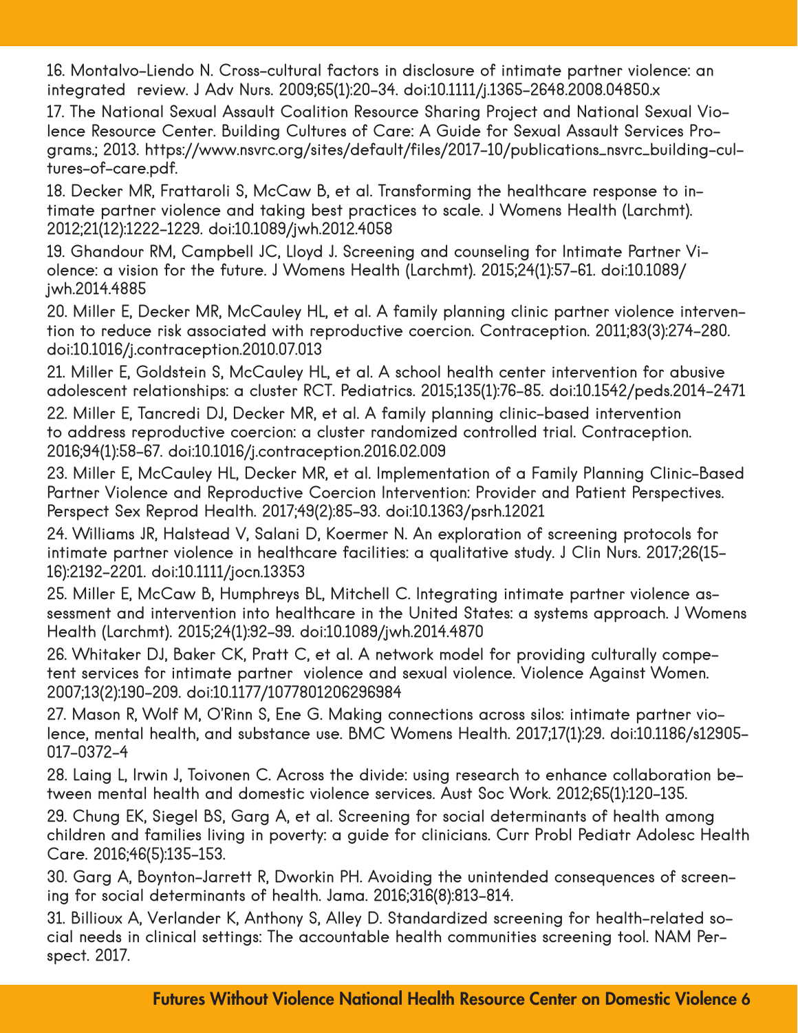16. Montalvo-Liendo N. Cross-cultural factors in disclosure of intimate partner violence: an integrated review. J Adv Nurs. 2009;65(1):20-34. doi:10.1111/j.1365-2648.2008.04850.x

17. The National Sexual Assault Coalition Resource Sharing Project and National Sexual Violence Resource Center. Building Cultures of Care: A Guide for Sexual Assault Services Programs.; 2013. https://www.nsvrc.org/sites/default/files/2017-10/publications_nsvrc_building-cultures-of-care.pdf.

18. Decker MR, Frattaroli S, McCaw B, et al. Transforming the healthcare response to intimate partner violence and taking best practices to scale. J Womens Health (Larchmt). 2012;21(12):1222-1229. doi:10.1089/jwh.2012.4058

19. Ghandour RM, Campbell JC, Lloyd J. Screening and counseling for Intimate Partner Violence: a vision for the future. J Womens Health (Larchmt). 2015;24(1):57-61. doi:10.1089/jwh.2014.4885

20. Miller E, Decker MR, McCauley HL, et al. A family planning clinic partner violence intervention to reduce risk associated with reproductive coercion. Contraception. 2011;83(3):274-280. doi:10.1016/j.contraception.2010.07.013

21. Miller E, Goldstein S, McCauley HL, et al. A school health center intervention for abusive adolescent relationships: a cluster RCT. Pediatrics. 2015;135(1):76-85. doi:10.1542/peds.2014-2471

22. Miller E, Tancredi DJ, Decker MR, et al. A family planning clinic-based intervention to address reproductive coercion: a cluster randomized controlled trial. Contraception. 2016;94(1):58-67. doi:10.1016/j.contraception.2016.02.009

23. Miller E, McCauley HL, Decker MR, et al. Implementation of a Family Planning Clinic-Based Partner Violence and Reproductive Coercion Intervention: Provider and Patient Perspectives. Perspect Sex Reprod Health. 2017;49(2):85-93. doi:10.1363/psrh.12021

24. Williams JR, Halstead V, Salani D, Koermer N. An exploration of screening protocols for intimate partner violence in healthcare facilities: a qualitative study. J Clin Nurs. 2017;26(15-16):2192-2201. doi:10.1111/jocn.13353

25. Miller E, McCaw B, Humphreys BL, Mitchell C. Integrating intimate partner violence assessment and intervention into healthcare in the United States: a systems approach. J Womens Health (Larchmt). 2015;24(1):92-99. doi:10.1089/jwh.2014.4870

26. Whitaker DJ, Baker CK, Pratt C, et al. A network model for providing culturally competent services for intimate partner violence and sexual violence. Violence Against Women. 2007;13(2):190-209. doi:10.1177/1077801206296984

27. Mason R, Wolf M, O'Rinn S, Ene G. Making connections across silos: intimate partner violence, mental health, and substance use. BMC Womens Health. 2017;17(1):29. doi:10.1186/s12905-017-0372-4

28. Laing L, Irwin J, Toivonen C. Across the divide: using research to enhance collaboration between mental health and domestic violence services. Aust Soc Work. 2012;65(1):120-135.

29. Chung EK, Siegel BS, Garg A, et al. Screening for social determinants of health among children and families living in poverty: a guide for clinicians. Curr Probl Pediatr Adolesc Health Care. 2016;46(5):135-153.

30. Garg A, Boynton-Jarrett R, Dworkin PH. Avoiding the unintended consequences of screening for social determinants of health. Jama. 2016;316(8):813-814.

31. Billioux A, Verlander K, Anthony S, Alley D. Standardized screening for health-related social needs in clinical settings: The accountable health communities screening tool. NAM Perspect. 2017.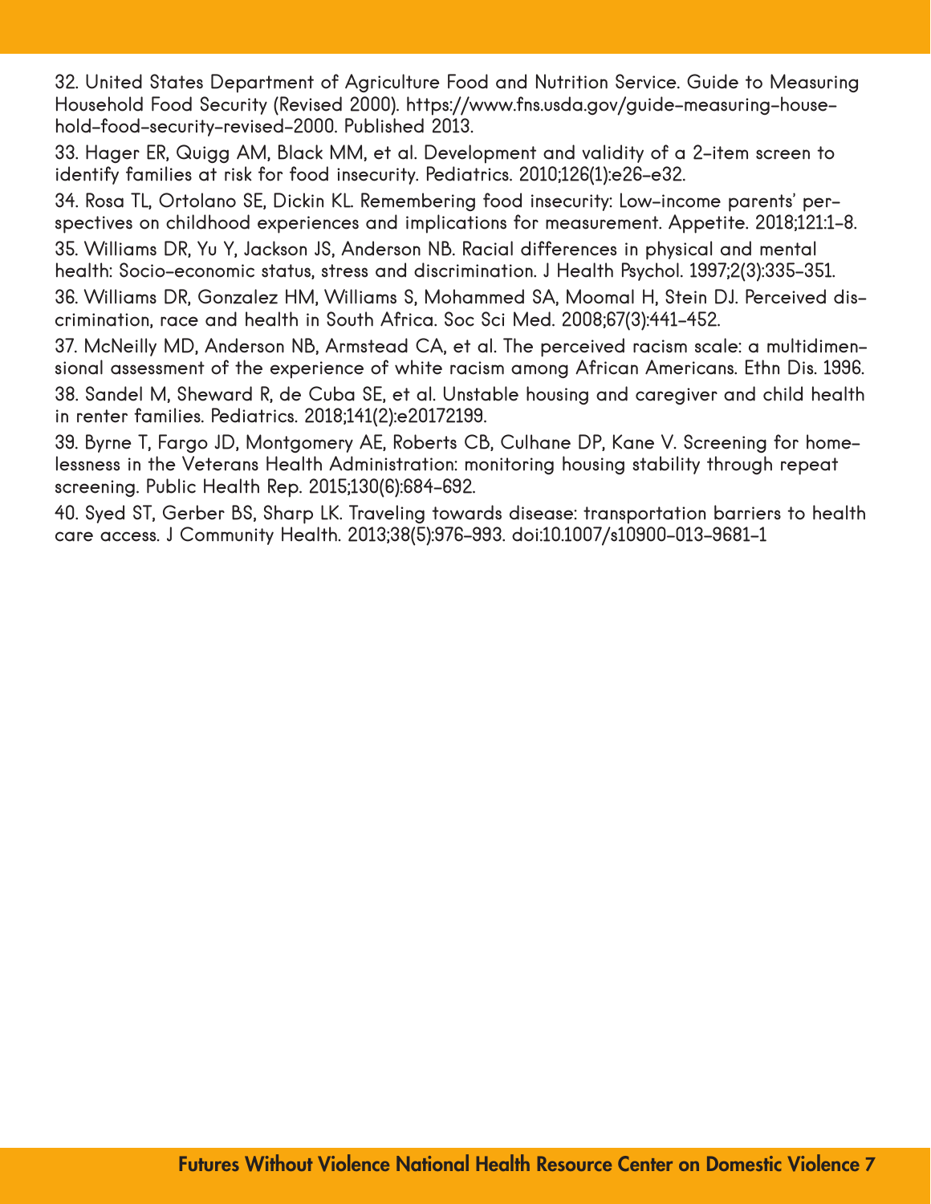32. United States Department of Agriculture Food and Nutrition Service. Guide to Measuring Household Food Security (Revised 2000). https://www.fns.usda.gov/guide-measuring-household-food-security-revised-2000. Published 2013.

33. Hager ER, Quigg AM, Black MM, et al. Development and validity of a 2-item screen to identify families at risk for food insecurity. Pediatrics. 2010;126(1):e26-e32.

34. Rosa TL, Ortolano SE, Dickin KL. Remembering food insecurity: Low-income parents' perspectives on childhood experiences and implications for measurement. Appetite. 2018;121:1-8.

35. Williams DR, Yu Y, Jackson JS, Anderson NB. Racial differences in physical and mental health: Socio-economic status, stress and discrimination. J Health Psychol. 1997;2(3):335-351.

36. Williams DR, Gonzalez HM, Williams S, Mohammed SA, Moomal H, Stein DJ. Perceived discrimination, race and health in South Africa. Soc Sci Med. 2008;67(3):441-452.

37. McNeilly MD, Anderson NB, Armstead CA, et al. The perceived racism scale: a multidimensional assessment of the experience of white racism among African Americans. Ethn Dis. 1996.

38. Sandel M, Sheward R, de Cuba SE, et al. Unstable housing and caregiver and child health in renter families. Pediatrics. 2018;141(2):e20172199.

39. Byrne T, Fargo JD, Montgomery AE, Roberts CB, Culhane DP, Kane V. Screening for homelessness in the Veterans Health Administration: monitoring housing stability through repeat screening. Public Health Rep. 2015;130(6):684-692.

40. Syed ST, Gerber BS, Sharp LK. Traveling towards disease: transportation barriers to health care access. J Community Health. 2013;38(5):976-993. doi:10.1007/s10900-013-9681-1